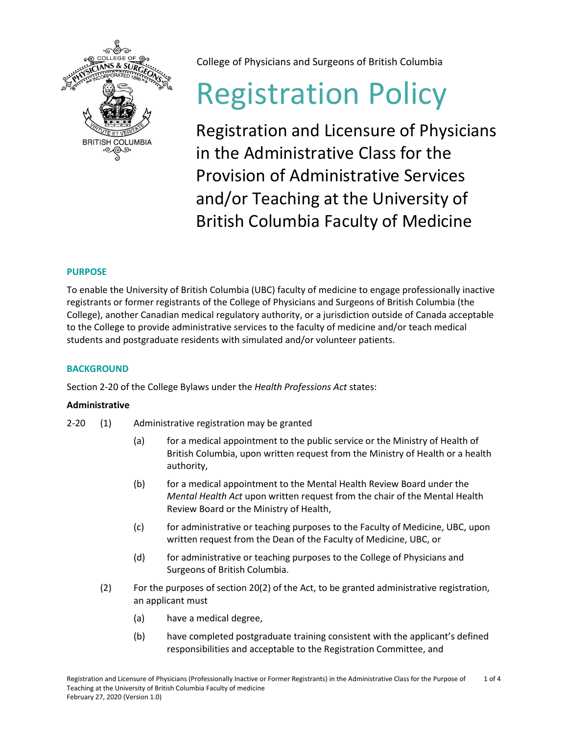College of Physicians and Surgeons of British Columbia

# Registration Policy

## Registration and Licensure of Physicians in the Administrative Class for the Provision of Administrative Services and/or Teaching at the University of British Columbia Faculty of Medicine

### PURPOSE

To enable the University of British Columbia (UBC) faculty of medicine to engage professionally inactive registrants or former registrants of the College of Physicians and Surgeons of British Columbia (the College), another Canadian medical regulatory authority, or a jurisdiction outside of Canada acceptable to the College to provide administrative services to the faculty of medicine and/or teach medical students and postgraduate residents with simulated and/or volunteer patients.

### BACKGROUND

Section 2-20 of the College Bylaws under the *Health Professions Act* states:

**Administrative**

2-20 (1) Administrative registration may be granted

- (a) for a medical appointment to the public service or the Ministry of Health of British Columbia, upon written request from the Ministry of Health or a health authority,
- (b) for a medical appointment to the Mental Health Review Board under the *Mental Health Act* upon written request from the chair of the Mental Health Review Board or the Ministry of Health,
- (c) for administrative or teaching purposes to the Faculty of Medicine, UBC, upon written request from the Dean of the Faculty of Medicine, UBC, or
- (d) for administrative or teaching purposes to the College of Physicians and Surgeons of British Columbia.

(2) For the purposes of section 20(2) of the Act, to be granted administrative registration, an applicant must

- (a) have a medical degree,
- (b) have completed postgraduate training consistent with the applicant's defined responsibilities and acceptable to the Registration Committee, and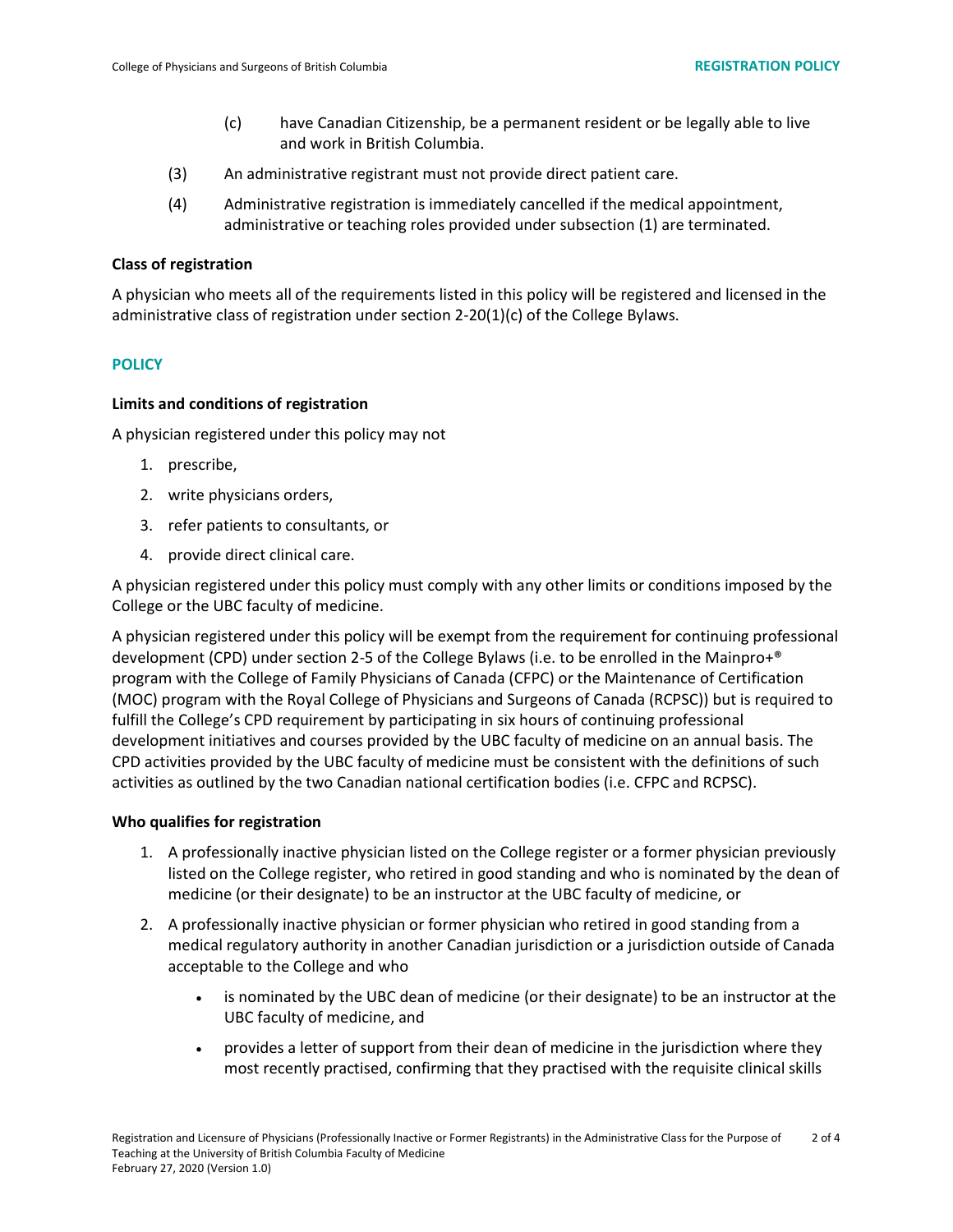(c) have Canadian Citizenship, be a permanent resident or be legally able to live and work in British Columbia.

(3) An administrative registrant must not provide direct patient care.

(4) Administrative registration is immediately cancelled if the medical appointment, administrative or teaching roles provided under subsection (1) are terminated.

**Class of registration**

A physician who meets all of the requirements listed in this policy will be registered and licensed in the administrative class of registration under section 2-20(1)(c) of the College Bylaws.

## POLICY

**Limits and conditions of registration**

A physician registered under this policy may not

1. prescribe,
2. write physicians orders,
3. refer patients to consultants, or
4. provide direct clinical care.

A physician registered under this policy must comply with any other limits or conditions imposed by the College or the UBC faculty of medicine.

A physician registered under this policy will be exempt from the requirement for continuing professional development (CPD) under section 2-5 of the College Bylaws (i.e. to be enrolled in the Mainpro+® program with the College of Family Physicians of Canada (CFPC) or the Maintenance of Certification (MOC) program with the Royal College of Physicians and Surgeons of Canada (RCPSC)) but is required to fulfill the College's CPD requirement by participating in six hours of continuing professional development initiatives and courses provided by the UBC faculty of medicine on an annual basis. The CPD activities provided by the UBC faculty of medicine must be consistent with the definitions of such activities as outlined by the two Canadian national certification bodies (i.e. CFPC and RCPSC).

**Who qualifies for registration**

1. A professionally inactive physician listed on the College register or a former physician previously listed on the College register, who retired in good standing and who is nominated by the dean of medicine (or their designate) to be an instructor at the UBC faculty of medicine, or
2. A professionally inactive physician or former physician who retired in good standing from a medical regulatory authority in another Canadian jurisdiction or a jurisdiction outside of Canada acceptable to the College and who
   - is nominated by the UBC dean of medicine (or their designate) to be an instructor at the UBC faculty of medicine, and
   - provides a letter of support from their dean of medicine in the jurisdiction where they most recently practised, confirming that they practised with the requisite clinical skills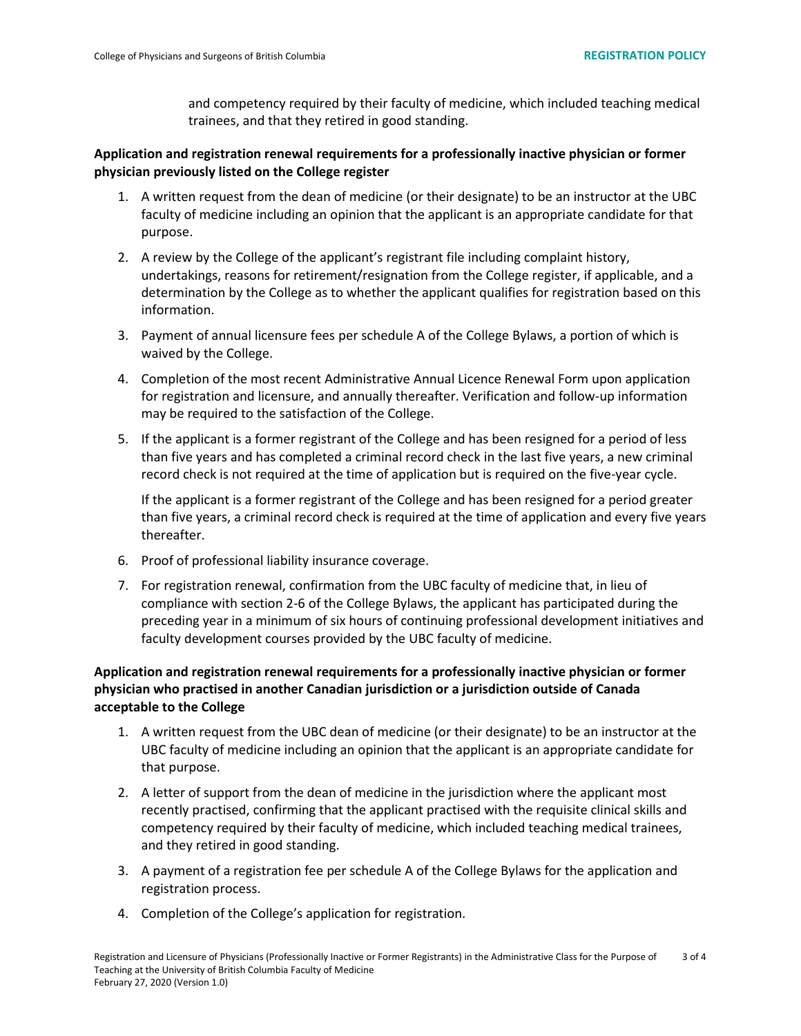and competency required by their faculty of medicine, which included teaching medical trainees, and that they retired in good standing.

**Application and registration renewal requirements for a professionally inactive physician or former physician previously listed on the College register**

1. A written request from the dean of medicine (or their designate) to be an instructor at the UBC faculty of medicine including an opinion that the applicant is an appropriate candidate for that purpose.
2. A review by the College of the applicant's registrant file including complaint history, undertakings, reasons for retirement/resignation from the College register, if applicable, and a determination by the College as to whether the applicant qualifies for registration based on this information.
3. Payment of annual licensure fees per schedule A of the College Bylaws, a portion of which is waived by the College.
4. Completion of the most recent Administrative Annual Licence Renewal Form upon application for registration and licensure, and annually thereafter. Verification and follow-up information may be required to the satisfaction of the College.
5. If the applicant is a former registrant of the College and has been resigned for a period of less than five years and has completed a criminal record check in the last five years, a new criminal record check is not required at the time of application but is required on the five-year cycle.

   If the applicant is a former registrant of the College and has been resigned for a period greater than five years, a criminal record check is required at the time of application and every five years thereafter.
6. Proof of professional liability insurance coverage.
7. For registration renewal, confirmation from the UBC faculty of medicine that, in lieu of compliance with section 2-6 of the College Bylaws, the applicant has participated during the preceding year in a minimum of six hours of continuing professional development initiatives and faculty development courses provided by the UBC faculty of medicine.

**Application and registration renewal requirements for a professionally inactive physician or former physician who practised in another Canadian jurisdiction or a jurisdiction outside of Canada acceptable to the College**

1. A written request from the UBC dean of medicine (or their designate) to be an instructor at the UBC faculty of medicine including an opinion that the applicant is an appropriate candidate for that purpose.
2. A letter of support from the dean of medicine in the jurisdiction where the applicant most recently practised, confirming that the applicant practised with the requisite clinical skills and competency required by their faculty of medicine, which included teaching medical trainees, and they retired in good standing.
3. A payment of a registration fee per schedule A of the College Bylaws for the application and registration process.
4. Completion of the College's application for registration.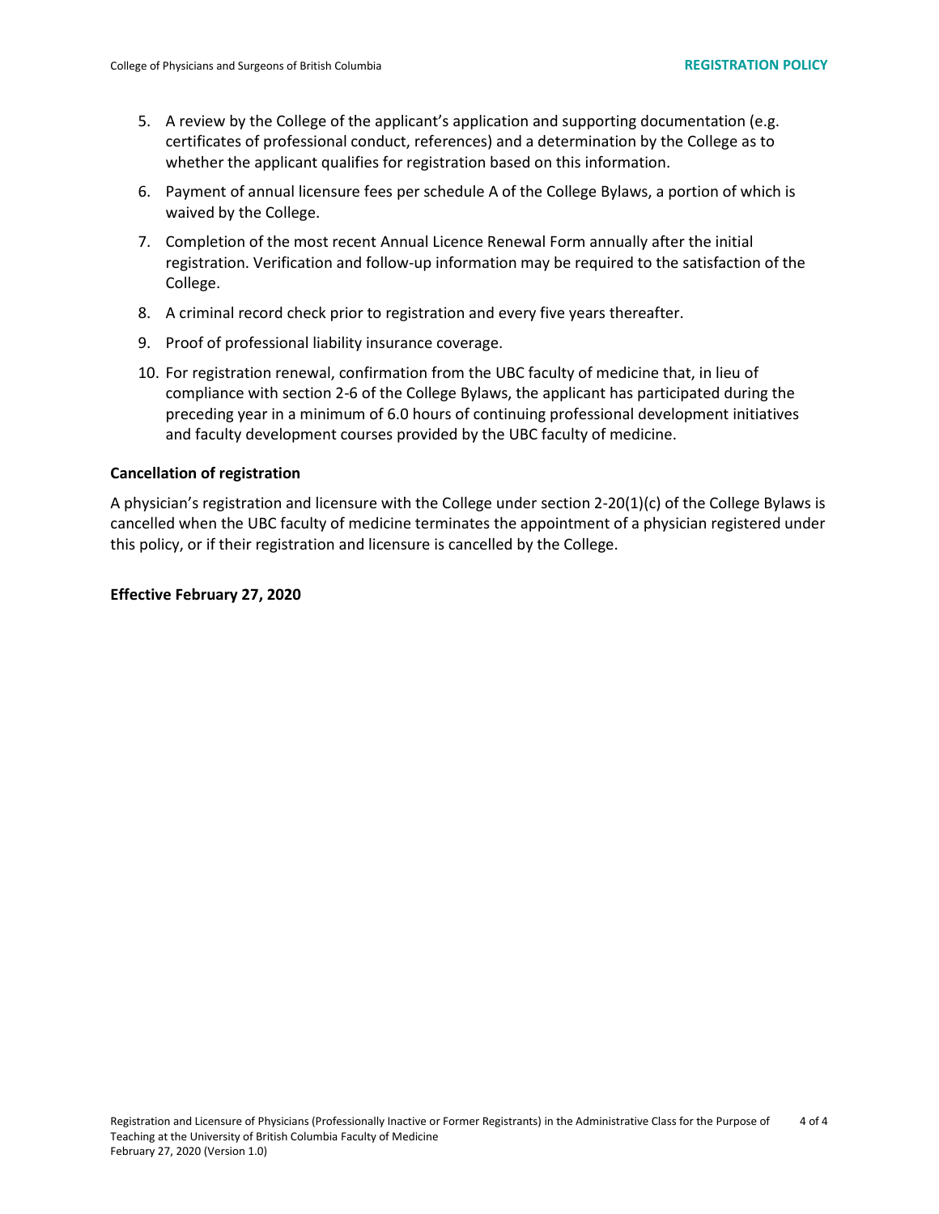5. A review by the College of the applicant's application and supporting documentation (e.g. certificates of professional conduct, references) and a determination by the College as to whether the applicant qualifies for registration based on this information.
6. Payment of annual licensure fees per schedule A of the College Bylaws, a portion of which is waived by the College.
7. Completion of the most recent Annual Licence Renewal Form annually after the initial registration. Verification and follow-up information may be required to the satisfaction of the College.
8. A criminal record check prior to registration and every five years thereafter.
9. Proof of professional liability insurance coverage.
10. For registration renewal, confirmation from the UBC faculty of medicine that, in lieu of compliance with section 2-6 of the College Bylaws, the applicant has participated during the preceding year in a minimum of 6.0 hours of continuing professional development initiatives and faculty development courses provided by the UBC faculty of medicine.

**Cancellation of registration**

A physician's registration and licensure with the College under section 2-20(1)(c) of the College Bylaws is cancelled when the UBC faculty of medicine terminates the appointment of a physician registered under this policy, or if their registration and licensure is cancelled by the College.

**Effective February 27, 2020**